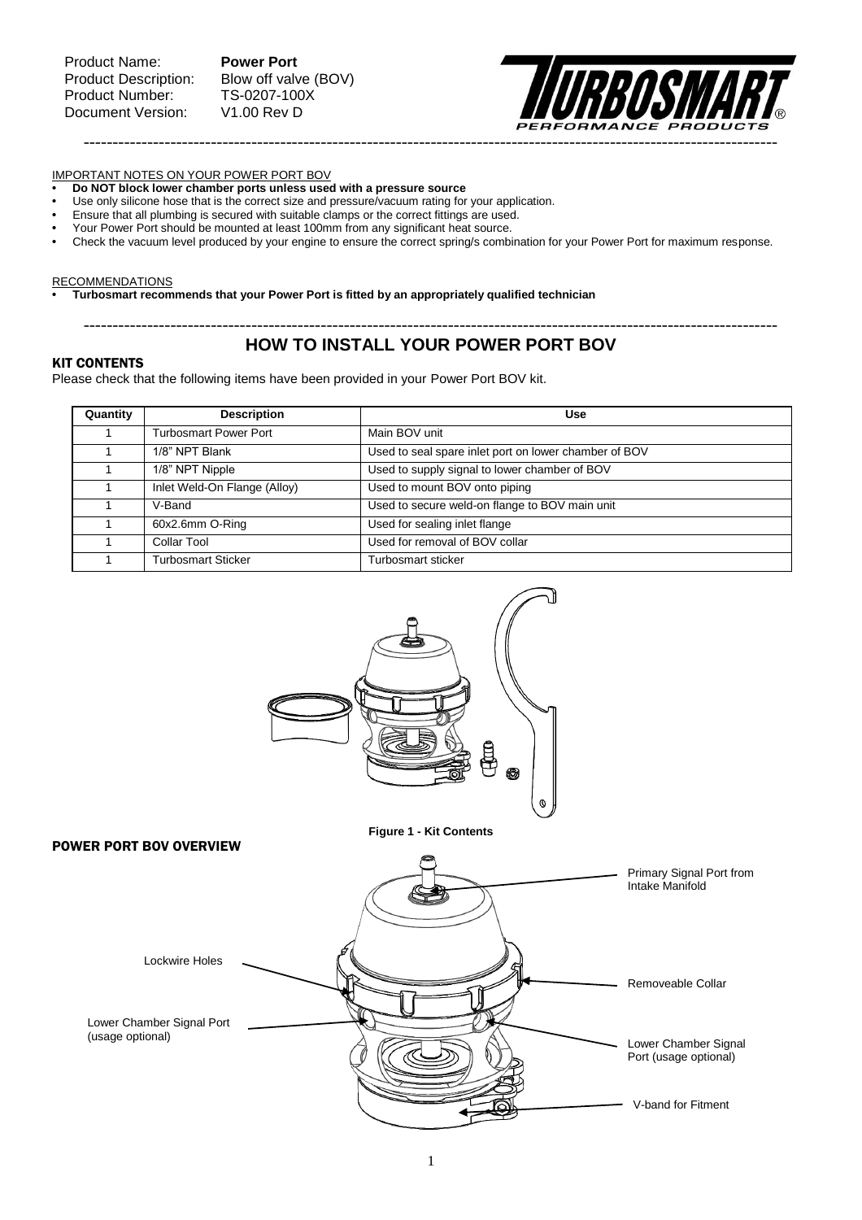Product Name: **Power Port**
Product Description: Blow off valve (BOV)
Product Number: TS-0207-100X
Document Version: V1.00 Rev D

IMPORTANT NOTES ON YOUR POWER PORT BOV

- **Do NOT block lower chamber ports unless used with a pressure source**
- Use only silicone hose that is the correct size and pressure/vacuum rating for your application.
- Ensure that all plumbing is secured with suitable clamps or the correct fittings are used.
- Your Power Port should be mounted at least 100mm from any significant heat source.
- Check the vacuum level produced by your engine to ensure the correct spring/s combination for your Power Port for maximum response.

RECOMMENDATIONS

- **Turbosmart recommends that your Power Port is fitted by an appropriately qualified technician**

# HOW TO INSTALL YOUR POWER PORT BOV

## KIT CONTENTS

Please check that the following items have been provided in your Power Port BOV kit.

| Quantity | Description | Use |
|---|---|---|
| 1 | Turbosmart Power Port | Main BOV unit |
| 1 | 1/8" NPT Blank | Used to seal spare inlet port on lower chamber of BOV |
| 1 | 1/8" NPT Nipple | Used to supply signal to lower chamber of BOV |
| 1 | Inlet Weld-On Flange (Alloy) | Used to mount BOV onto piping |
| 1 | V-Band | Used to secure weld-on flange to BOV main unit |
| 1 | 60x2.6mm O-Ring | Used for sealing inlet flange |
| 1 | Collar Tool | Used for removal of BOV collar |
| 1 | Turbosmart Sticker | Turbosmart sticker |

**Figure 1 - Kit Contents**

## POWER PORT BOV OVERVIEW

- Primary Signal Port from Intake Manifold
- Lockwire Holes
- Removeable Collar
- Lower Chamber Signal Port (usage optional)
- Lower Chamber Signal Port (usage optional)
- V-band for Fitment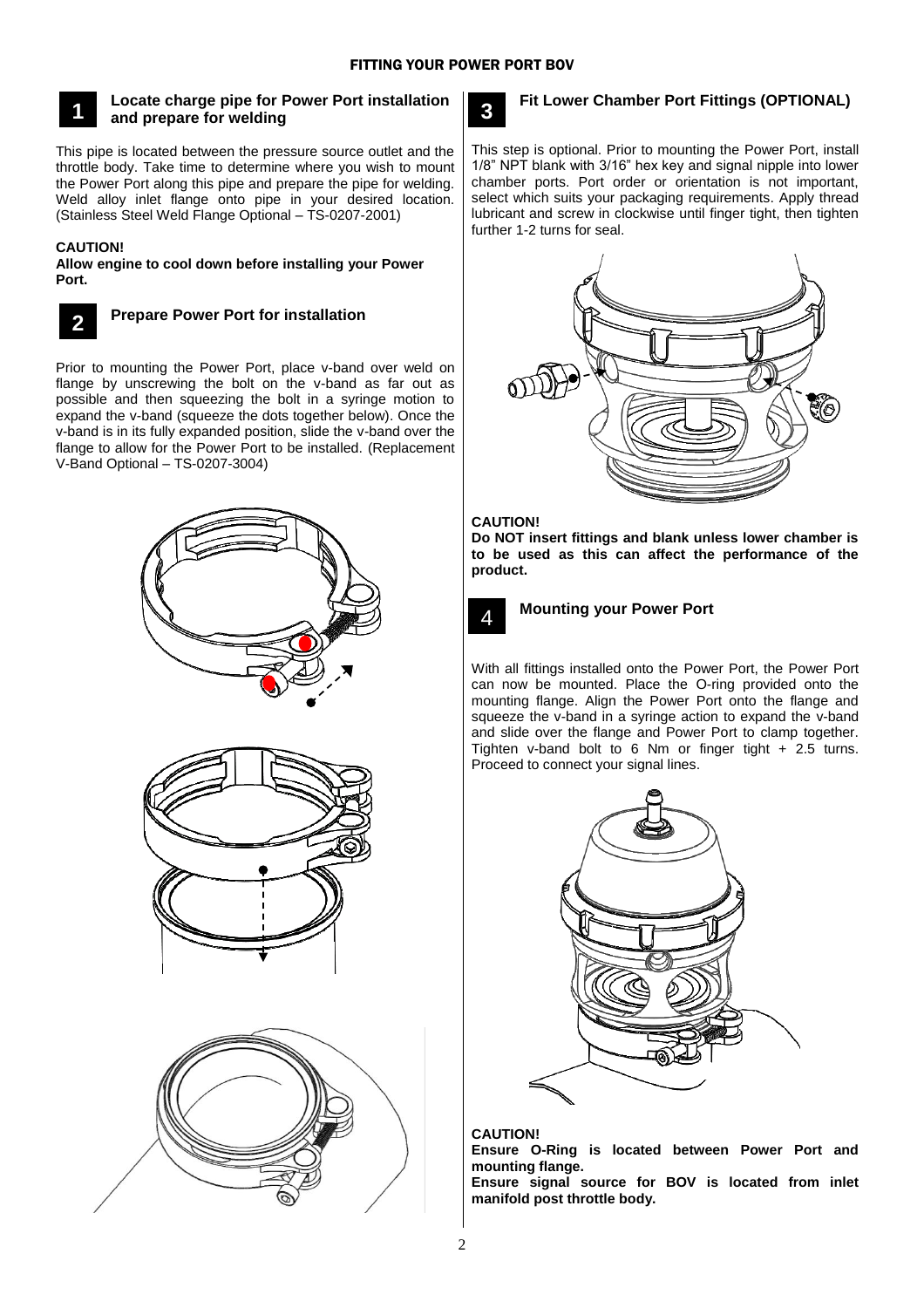# FITTING YOUR POWER PORT BOV

## 1 Locate charge pipe for Power Port installation and prepare for welding

This pipe is located between the pressure source outlet and the throttle body. Take time to determine where you wish to mount the Power Port along this pipe and prepare the pipe for welding. Weld alloy inlet flange onto pipe in your desired location. (Stainless Steel Weld Flange Optional – TS-0207-2001)

**CAUTION!**

**Allow engine to cool down before installing your Power Port.**

## 2 Prepare Power Port for installation

Prior to mounting the Power Port, place v-band over weld on flange by unscrewing the bolt on the v-band as far out as possible and then squeezing the bolt in a syringe motion to expand the v-band (squeeze the dots together below). Once the v-band is in its fully expanded position, slide the v-band over the flange to allow for the Power Port to be installed. (Replacement V-Band Optional – TS-0207-3004)

## 3 Fit Lower Chamber Port Fittings (OPTIONAL)

This step is optional. Prior to mounting the Power Port, install 1/8" NPT blank with 3/16" hex key and signal nipple into lower chamber ports. Port order or orientation is not important, select which suits your packaging requirements. Apply thread lubricant and screw in clockwise until finger tight, then tighten further 1-2 turns for seal.

**CAUTION!**

**Do NOT insert fittings and blank unless lower chamber is to be used as this can affect the performance of the product.**

## 4 Mounting your Power Port

With all fittings installed onto the Power Port, the Power Port can now be mounted. Place the O-ring provided onto the mounting flange. Align the Power Port onto the flange and squeeze the v-band in a syringe action to expand the v-band and slide over the flange and Power Port to clamp together. Tighten v-band bolt to 6 Nm or finger tight + 2.5 turns. Proceed to connect your signal lines.

**CAUTION!**

**Ensure O-Ring is located between Power Port and mounting flange.**

**Ensure signal source for BOV is located from inlet manifold post throttle body.**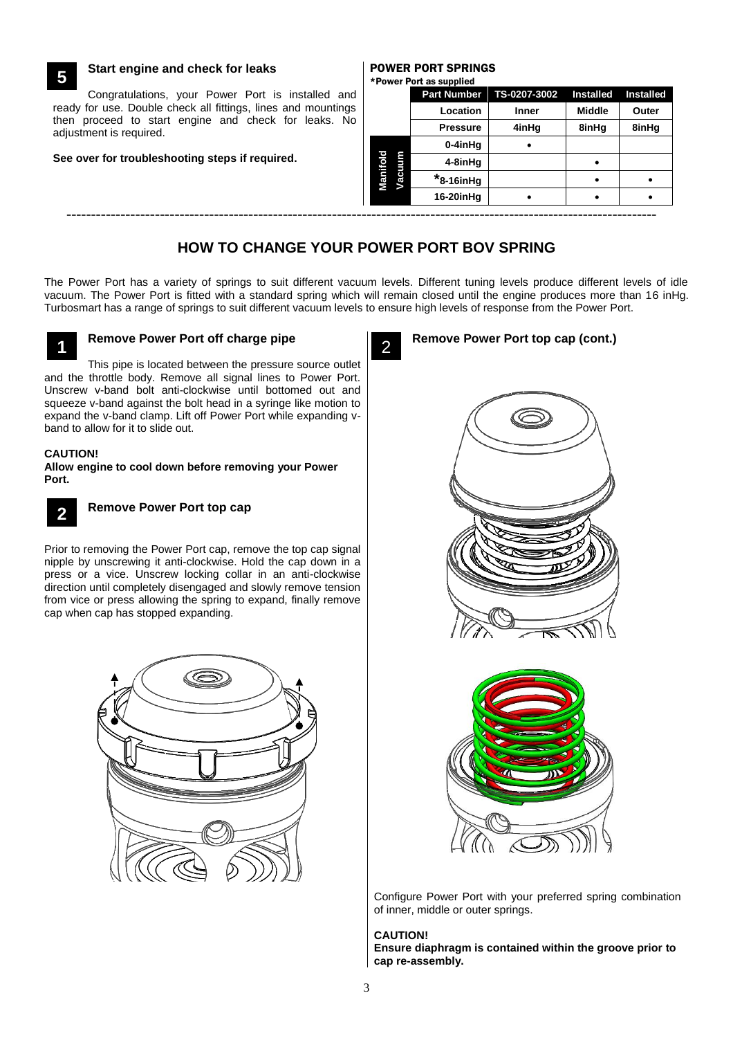### 5 Start engine and check for leaks

Congratulations, your Power Port is installed and ready for use. Double check all fittings, lines and mountings then proceed to start engine and check for leaks. No adjustment is required.

**See over for troubleshooting steps if required.**

### POWER PORT SPRINGS

***Power Port as supplied**

| | Part Number | TS-0207-3002 | Installed | Installed |
|---|---|---|---|---|
| | Location | Inner | Middle | Outer |
| | Pressure | 4inHg | 8inHg | 8inHg |
| Manifold Vacuum | 0-4inHg | • | | |
| | 4-8inHg | | • | |
| | *8-16inHg | | • | • |
| | 16-20inHg | • | • | • |

---

## HOW TO CHANGE YOUR POWER PORT BOV SPRING

The Power Port has a variety of springs to suit different vacuum levels. Different tuning levels produce different levels of idle vacuum. The Power Port is fitted with a standard spring which will remain closed until the engine produces more than 16 inHg. Turbosmart has a range of springs to suit different vacuum levels to ensure high levels of response from the Power Port.

### 1 Remove Power Port off charge pipe

This pipe is located between the pressure source outlet and the throttle body. Remove all signal lines to Power Port. Unscrew v-band bolt anti-clockwise until bottomed out and squeeze v-band against the bolt head in a syringe like motion to expand the v-band clamp. Lift off Power Port while expanding v-band to allow for it to slide out.

**CAUTION!**

**Allow engine to cool down before removing your Power Port.**

### 2 Remove Power Port top cap

Prior to removing the Power Port cap, remove the top cap signal nipple by unscrewing it anti-clockwise. Hold the cap down in a press or a vice. Unscrew locking collar in an anti-clockwise direction until completely disengaged and slowly remove tension from vice or press allowing the spring to expand, finally remove cap when cap has stopped expanding.

### 2 Remove Power Port top cap (cont.)

Configure Power Port with your preferred spring combination of inner, middle or outer springs.

**CAUTION!**

**Ensure diaphragm is contained within the groove prior to cap re-assembly.**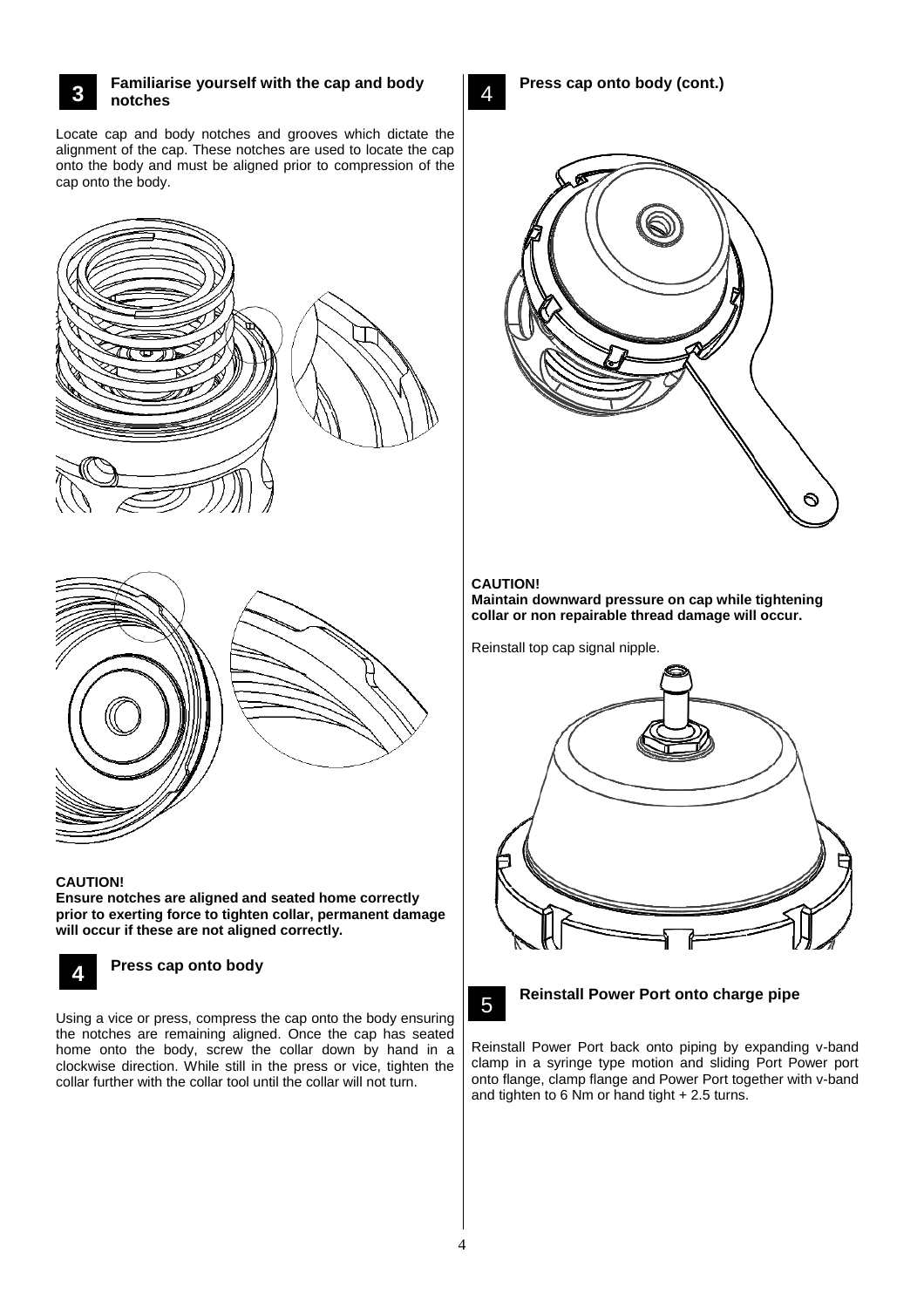## 3 Familiarise yourself with the cap and body notches

Locate cap and body notches and grooves which dictate the alignment of the cap. These notches are used to locate the cap onto the body and must be aligned prior to compression of the cap onto the body.

**CAUTION!**
**Ensure notches are aligned and seated home correctly prior to exerting force to tighten collar, permanent damage will occur if these are not aligned correctly.**

## 4 Press cap onto body

Using a vice or press, compress the cap onto the body ensuring the notches are remaining aligned. Once the cap has seated home onto the body, screw the collar down by hand in a clockwise direction. While still in the press or vice, tighten the collar further with the collar tool until the collar will not turn.

## 4 Press cap onto body (cont.)

**CAUTION!**
**Maintain downward pressure on cap while tightening collar or non repairable thread damage will occur.**

Reinstall top cap signal nipple.

## 5 Reinstall Power Port onto charge pipe

Reinstall Power Port back onto piping by expanding v-band clamp in a syringe type motion and sliding Port Power port onto flange, clamp flange and Power Port together with v-band and tighten to 6 Nm or hand tight + 2.5 turns.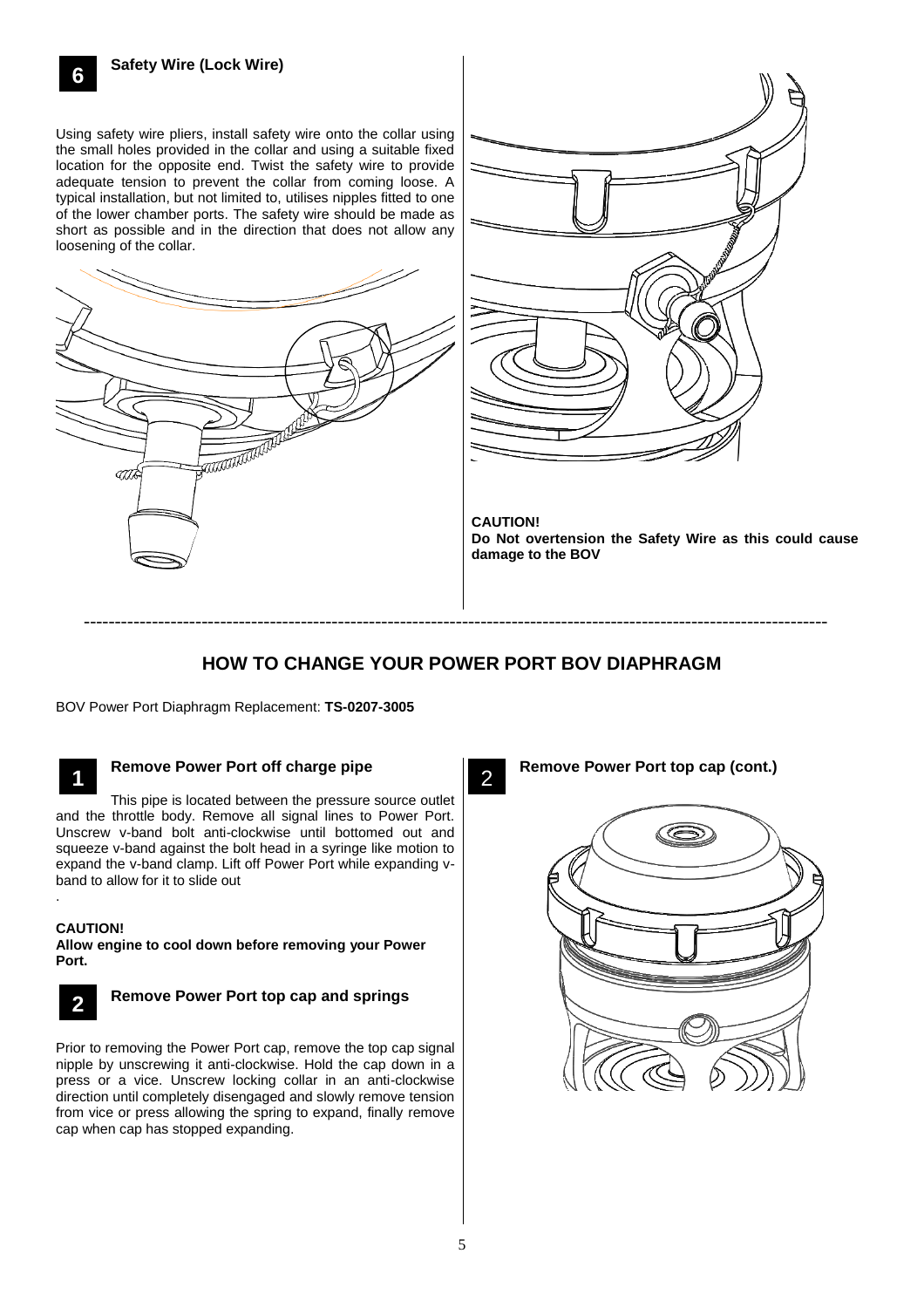## 6 Safety Wire (Lock Wire)

Using safety wire pliers, install safety wire onto the collar using the small holes provided in the collar and using a suitable fixed location for the opposite end. Twist the safety wire to provide adequate tension to prevent the collar from coming loose. A typical installation, but not limited to, utilises nipples fitted to one of the lower chamber ports. The safety wire should be made as short as possible and in the direction that does not allow any loosening of the collar.

**CAUTION!**
**Do Not overtension the Safety Wire as this could cause damage to the BOV**

---

# HOW TO CHANGE YOUR POWER PORT BOV DIAPHRAGM

BOV Power Port Diaphragm Replacement: **TS-0207-3005**

## 1 Remove Power Port off charge pipe

This pipe is located between the pressure source outlet and the throttle body. Remove all signal lines to Power Port. Unscrew v-band bolt anti-clockwise until bottomed out and squeeze v-band against the bolt head in a syringe like motion to expand the v-band clamp. Lift off Power Port while expanding v-band to allow for it to slide out

.

**CAUTION!**
**Allow engine to cool down before removing your Power Port.**

## 2 Remove Power Port top cap and springs

Prior to removing the Power Port cap, remove the top cap signal nipple by unscrewing it anti-clockwise. Hold the cap down in a press or a vice. Unscrew locking collar in an anti-clockwise direction until completely disengaged and slowly remove tension from vice or press allowing the spring to expand, finally remove cap when cap has stopped expanding.

## 2 Remove Power Port top cap (cont.)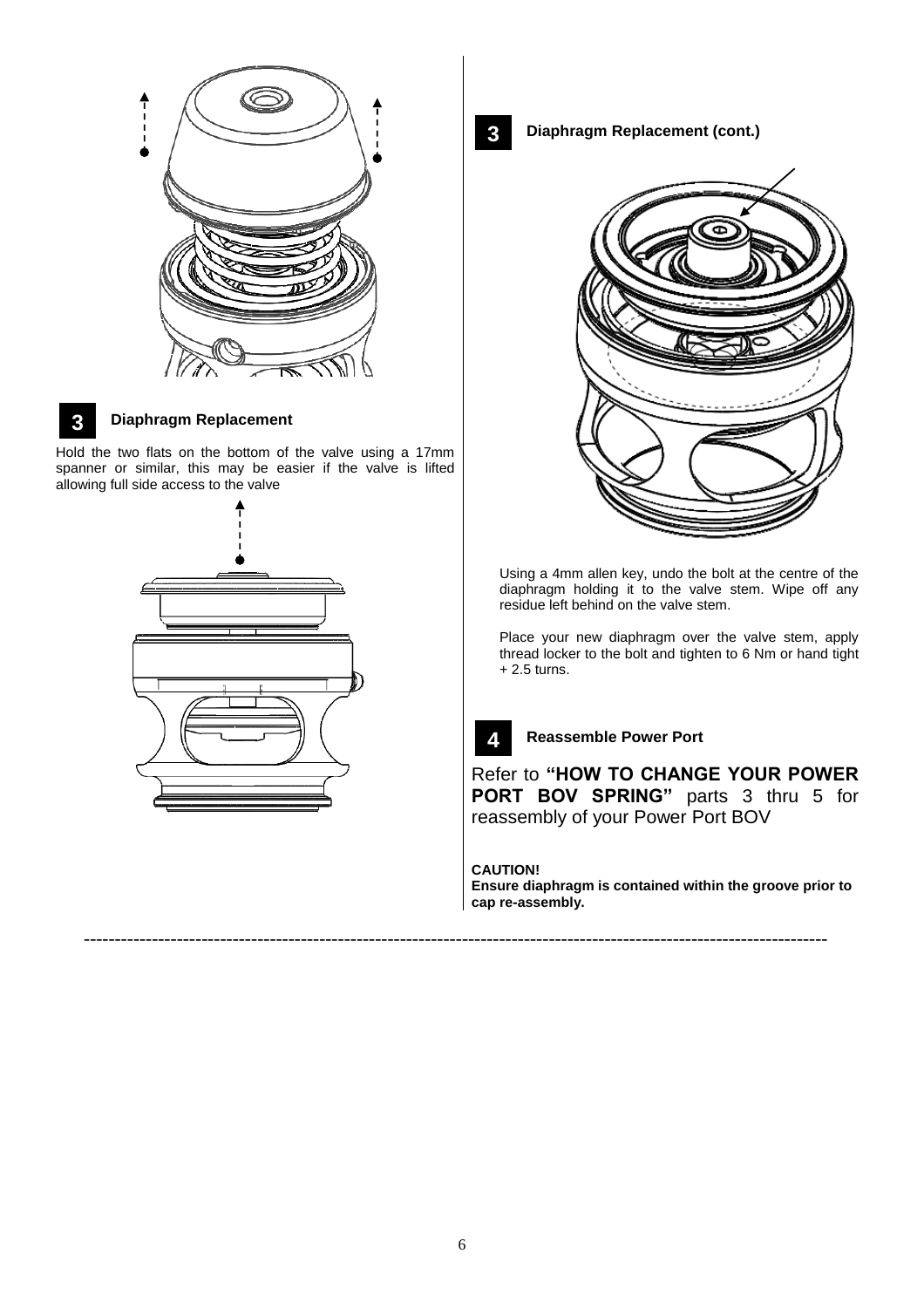## 3 Diaphragm Replacement

Hold the two flats on the bottom of the valve using a 17mm spanner or similar, this may be easier if the valve is lifted allowing full side access to the valve

## 3 Diaphragm Replacement (cont.)

Using a 4mm allen key, undo the bolt at the centre of the diaphragm holding it to the valve stem. Wipe off any residue left behind on the valve stem.

Place your new diaphragm over the valve stem, apply thread locker to the bolt and tighten to 6 Nm or hand tight + 2.5 turns.

## 4 Reassemble Power Port

Refer to **"HOW TO CHANGE YOUR POWER PORT BOV SPRING"** parts 3 thru 5 for reassembly of your Power Port BOV

**CAUTION!**
**Ensure diaphragm is contained within the groove prior to cap re-assembly.**

---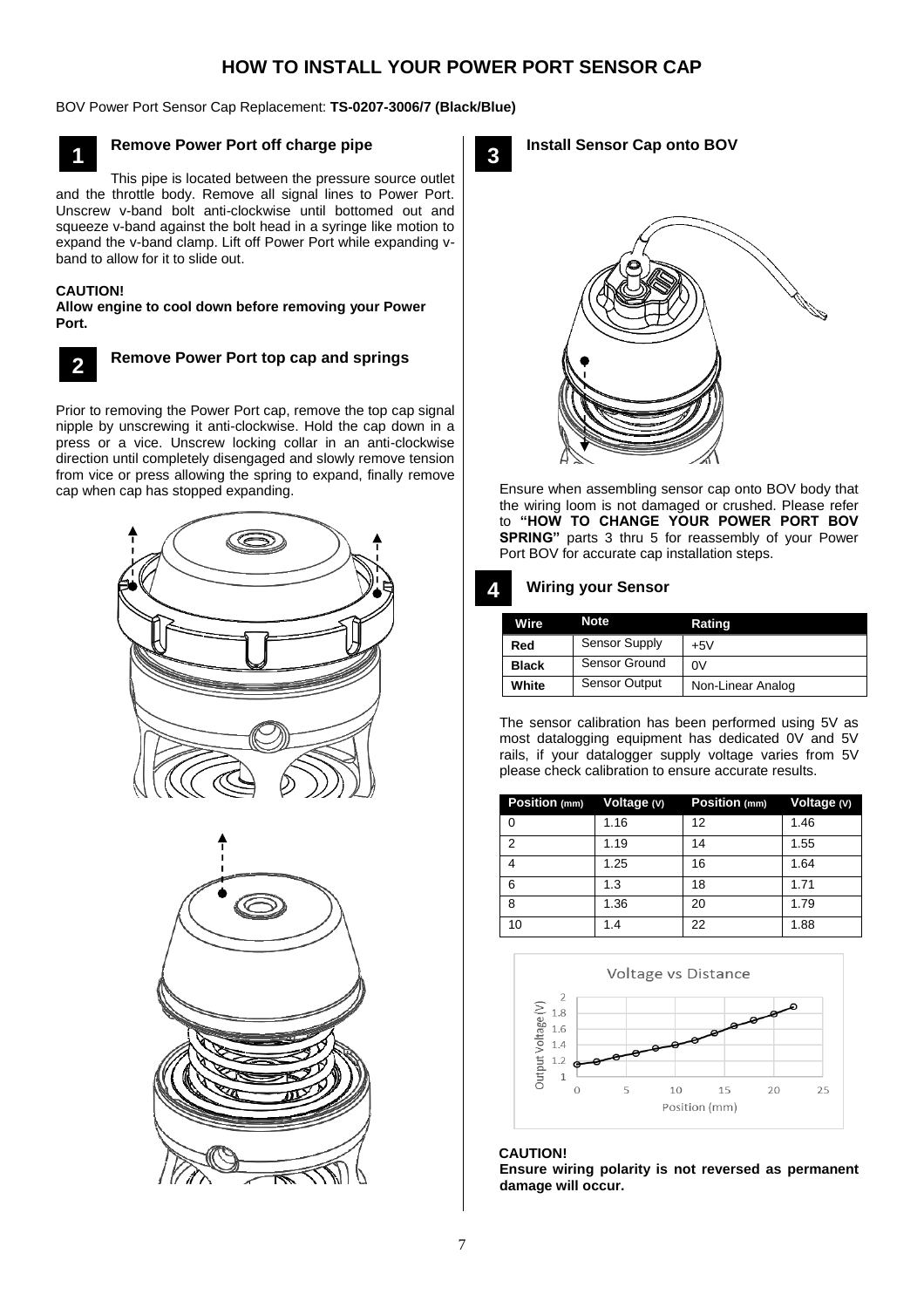# HOW TO INSTALL YOUR POWER PORT SENSOR CAP

BOV Power Port Sensor Cap Replacement: **TS-0207-3006/7 (Black/Blue)**

## 1 Remove Power Port off charge pipe

This pipe is located between the pressure source outlet and the throttle body. Remove all signal lines to Power Port. Unscrew v-band bolt anti-clockwise until bottomed out and squeeze v-band against the bolt head in a syringe like motion to expand the v-band clamp. Lift off Power Port while expanding v-band to allow for it to slide out.

**CAUTION!**
**Allow engine to cool down before removing your Power Port.**

## 2 Remove Power Port top cap and springs

Prior to removing the Power Port cap, remove the top cap signal nipple by unscrewing it anti-clockwise. Hold the cap down in a press or a vice. Unscrew locking collar in an anti-clockwise direction until completely disengaged and slowly remove tension from vice or press allowing the spring to expand, finally remove cap when cap has stopped expanding.

## 3 Install Sensor Cap onto BOV

Ensure when assembling sensor cap onto BOV body that the wiring loom is not damaged or crushed. Please refer to **"HOW TO CHANGE YOUR POWER PORT BOV SPRING"** parts 3 thru 5 for reassembly of your Power Port BOV for accurate cap installation steps.

## 4 Wiring your Sensor

| Wire | Note | Rating |
|---|---|---|
| **Red** | Sensor Supply | +5V |
| **Black** | Sensor Ground | 0V |
| **White** | Sensor Output | Non-Linear Analog |

The sensor calibration has been performed using 5V as most datalogging equipment has dedicated 0V and 5V rails, if your datalogger supply voltage varies from 5V please check calibration to ensure accurate results.

| Position (mm) | Voltage (V) | Position (mm) | Voltage (V) |
|---|---|---|---|
| 0 | 1.16 | 12 | 1.46 |
| 2 | 1.19 | 14 | 1.55 |
| 4 | 1.25 | 16 | 1.64 |
| 6 | 1.3 | 18 | 1.71 |
| 8 | 1.36 | 20 | 1.79 |
| 10 | 1.4 | 22 | 1.88 |

Voltage vs Distance

**CAUTION!**
**Ensure wiring polarity is not reversed as permanent damage will occur.**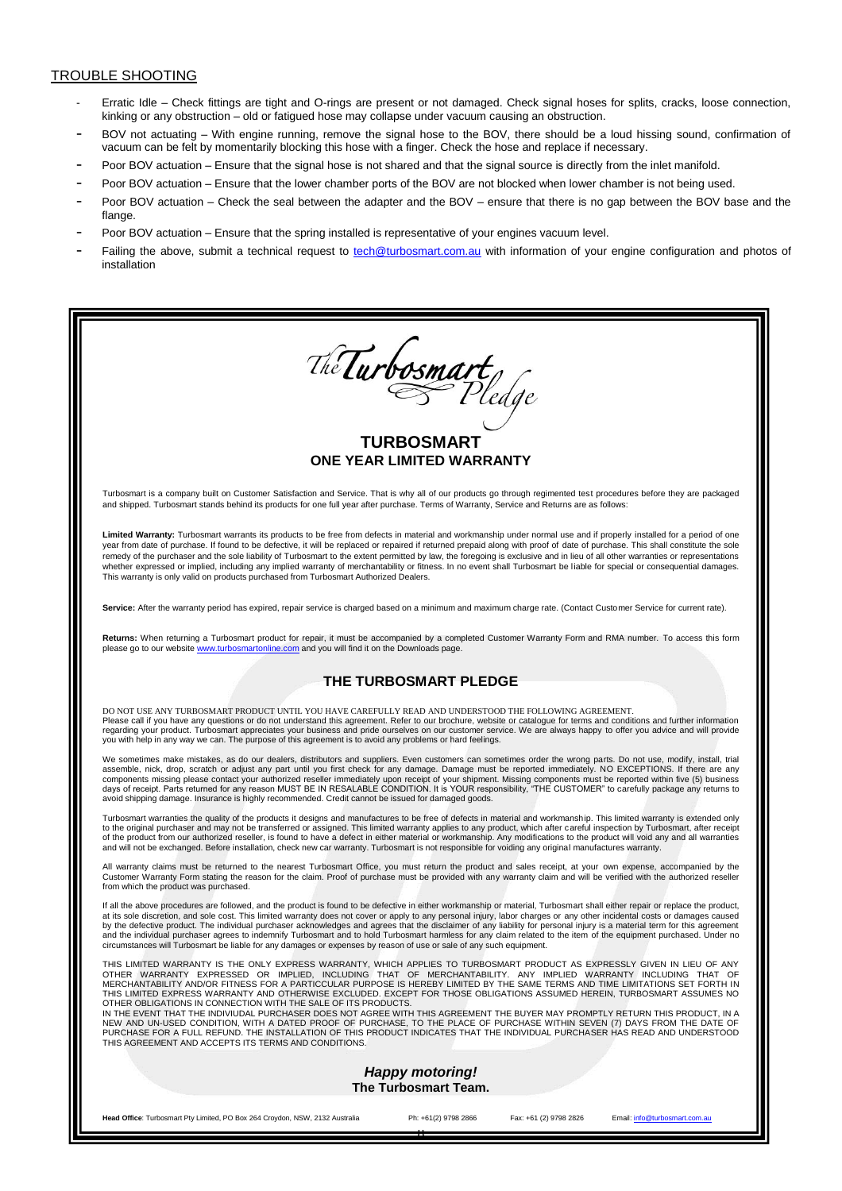## TROUBLE SHOOTING

- Erratic Idle – Check fittings are tight and O-rings are present or not damaged. Check signal hoses for splits, cracks, loose connection, kinking or any obstruction – old or fatigued hose may collapse under vacuum causing an obstruction.
- BOV not actuating – With engine running, remove the signal hose to the BOV, there should be a loud hissing sound, confirmation of vacuum can be felt by momentarily blocking this hose with a finger. Check the hose and replace if necessary.
- Poor BOV actuation – Ensure that the signal hose is not shared and that the signal source is directly from the inlet manifold.
- Poor BOV actuation – Ensure that the lower chamber ports of the BOV are not blocked when lower chamber is not being used.
- Poor BOV actuation – Check the seal between the adapter and the BOV – ensure that there is no gap between the BOV base and the flange.
- Poor BOV actuation – Ensure that the spring installed is representative of your engines vacuum level.
- Failing the above, submit a technical request to tech@turbosmart.com.au with information of your engine configuration and photos of installation

The Turbosmart Pledge

## TURBOSMART
### ONE YEAR LIMITED WARRANTY

Turbosmart is a company built on Customer Satisfaction and Service. That is why all of our products go through regimented test procedures before they are packaged and shipped. Turbosmart stands behind its products for one full year after purchase. Terms of Warranty, Service and Returns are as follows:

**Limited Warranty:** Turbosmart warrants its products to be free from defects in material and workmanship under normal use and if properly installed for a period of one year from date of purchase. If found to be defective, it will be replaced or repaired if returned prepaid along with proof of date of purchase. This shall constitute the sole remedy of the purchaser and the sole liability of Turbosmart to the extent permitted by law, the foregoing is exclusive and in lieu of all other warranties or representations whether expressed or implied, including any implied warranty of merchantability or fitness. In no event shall Turbosmart be liable for special or consequential damages. This warranty is only valid on products purchased from Turbosmart Authorized Dealers.

**Service:** After the warranty period has expired, repair service is charged based on a minimum and maximum charge rate. (Contact Customer Service for current rate).

**Returns:** When returning a Turbosmart product for repair, it must be accompanied by a completed Customer Warranty Form and RMA number. To access this form please go to our website www.turbosmartonline.com and you will find it on the Downloads page.

## THE TURBOSMART PLEDGE

DO NOT USE ANY TURBOSMART PRODUCT UNTIL YOU HAVE CAREFULLY READ AND UNDERSTOOD THE FOLLOWING AGREEMENT.
Please call if you have any questions or do not understand this agreement. Refer to our brochure, website or catalogue for terms and conditions and further information regarding your product. Turbosmart appreciates your business and pride ourselves on our customer service. We are always happy to offer you advice and will provide you with help in any way we can. The purpose of this agreement is to avoid any problems or hard feelings.

We sometimes make mistakes, as do our dealers, distributors and suppliers. Even customers can sometimes order the wrong parts. Do not use, modify, install, trial assemble, nick, drop, scratch or adjust any part until you first check for any damage. Damage must be reported immediately. NO EXCEPTIONS. If there are any components missing please contact your authorized reseller immediately upon receipt of your shipment. Missing components must be reported within five (5) business days of receipt. Parts returned for any reason MUST BE IN RESALABLE CONDITION. It is YOUR responsibility, "THE CUSTOMER" to carefully package any returns to avoid shipping damage. Insurance is highly recommended. Credit cannot be issued for damaged goods.

Turbosmart warranties the quality of the products it designs and manufactures to be free of defects in material and workmanship. This limited warranty is extended only to the original purchaser and may not be transferred or assigned. This limited warranty applies to any product, which after careful inspection by Turbosmart, after receipt of the product from our authorized reseller, is found to have a defect in either material or workmanship. Any modifications to the product will void any and all warranties and will not be exchanged. Before installation, check new car warranty. Turbosmart is not responsible for voiding any original manufactures warranty.

All warranty claims must be returned to the nearest Turbosmart Office, you must return the product and sales receipt, at your own expense, accompanied by the Customer Warranty Form stating the reason for the claim. Proof of purchase must be provided with any warranty claim and will be verified with the authorized reseller from which the product was purchased.

If all the above procedures are followed, and the product is found to be defective in either workmanship or material, Turbosmart shall either repair or replace the product, at its sole discretion, and sole cost. This limited warranty does not cover or apply to any personal injury, labor charges or any other incidental costs or damages caused by the defective product. The individual purchaser acknowledges and agrees that the disclaimer of any liability for personal injury is a material term for this agreement and the individual purchaser agrees to indemnify Turbosmart and to hold Turbosmart harmless for any claim related to the item of the equipment purchased. Under no circumstances will Turbosmart be liable for any damages or expenses by reason of use or sale of any such equipment.

THIS LIMITED WARRANTY IS THE ONLY EXPRESS WARRANTY, WHICH APPLIES TO TURBOSMART PRODUCT AS EXPRESSLY GIVEN IN LIEU OF ANY OTHER WARRANTY EXPRESSED OR IMPLIED, INCLUDING THAT OF MERCHANTABILITY. ANY IMPLIED WARRANTY INCLUDING THAT OF MERCHANTABILITY AND/OR FITNESS FOR A PARTICCULAR PURPOSE IS HEREBY LIMITED BY THE SAME TERMS AND TIME LIMITATIONS SET FORTH IN THIS LIMITED EXPRESS WARRANTY AND OTHERWISE EXCLUDED. EXCEPT FOR THOSE OBLIGATIONS ASSUMED HEREIN, TURBOSMART ASSUMES NO OTHER OBLIGATIONS IN CONNECTION WITH THE SALE OF ITS PRODUCTS.
IN THE EVENT THAT THE INDIVIUDAL PURCHASER DOES NOT AGREE WITH THIS AGREEMENT THE BUYER MAY PROMPTLY RETURN THIS PRODUCT, IN A NEW AND UN-USED CONDITION, WITH A DATED PROOF OF PURCHASE, TO THE PLACE OF PURCHASE WITHIN SEVEN (7) DAYS FROM THE DATE OF PURCHASE FOR A FULL REFUND. THE INSTALLATION OF THIS PRODUCT INDICATES THAT THE INDIVIDUAL PURCHASER HAS READ AND UNDERSTOOD THIS AGREEMENT AND ACCEPTS ITS TERMS AND CONDITIONS.

***Happy motoring!***
**The Turbosmart Team.**

**Head Office**: Turbosmart Pty Limited, PO Box 264 Croydon, NSW, 2132 Australia Ph: +61(2) 9798 2866 Fax: +61 (2) 9798 2826 Email: info@turbosmart.com.au